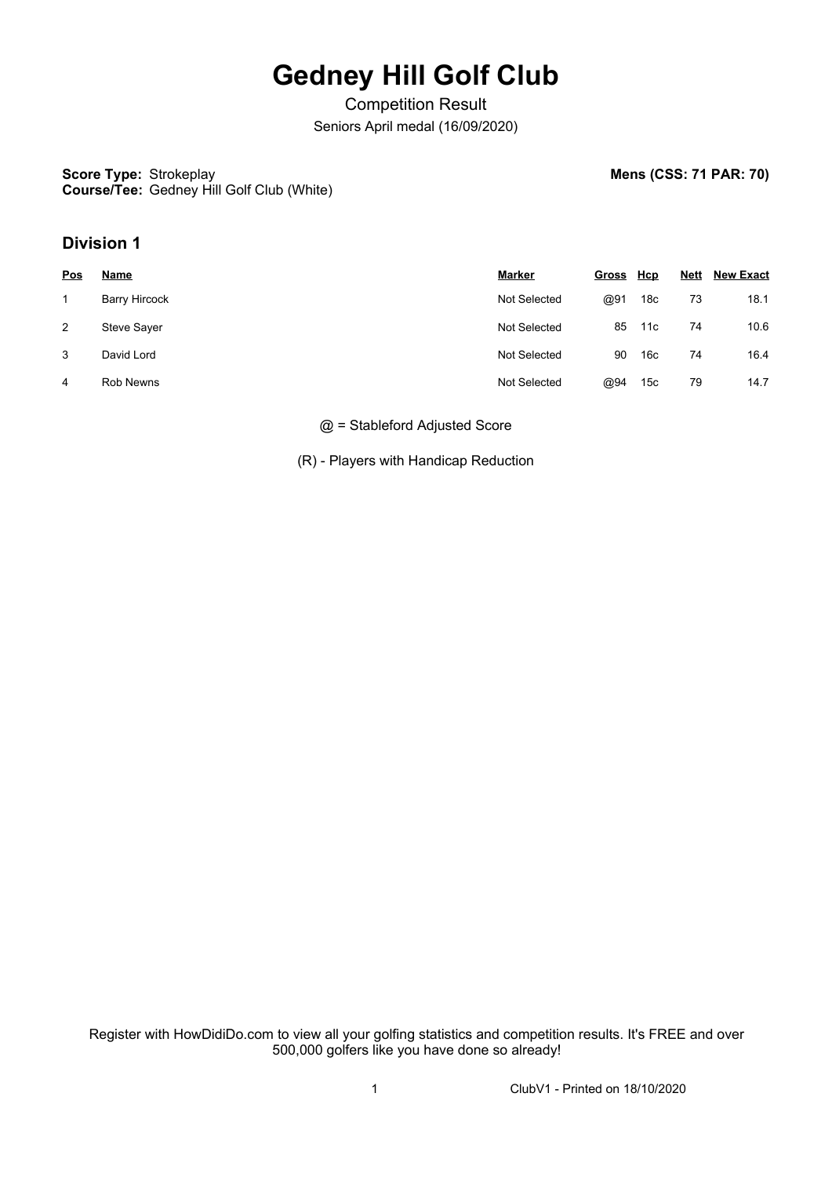# Gedney Hill Golf Club

Competition Result

Seniors April medal (16/09/2020)

**Score Type:** Strokeplay
**Course/Tee:** Gedney Hill Golf Club (White)

**Mens (CSS: 71 PAR: 70)**

## Division 1

| Pos | Name | Marker | Gross | Hcp | Nett | New Exact |
|---|---|---|---|---|---|---|
| 1 | Barry Hircock | Not Selected | @91 | 18c | 73 | 18.1 |
| 2 | Steve Sayer | Not Selected | 85 | 11c | 74 | 10.6 |
| 3 | David Lord | Not Selected | 90 | 16c | 74 | 16.4 |
| 4 | Rob Newns | Not Selected | @94 | 15c | 79 | 14.7 |

@ = Stableford Adjusted Score

(R) - Players with Handicap Reduction

Register with HowDidiDo.com to view all your golfing statistics and competition results. It's FREE and over 500,000 golfers like you have done so already!

ClubV1 - Printed on 18/10/2020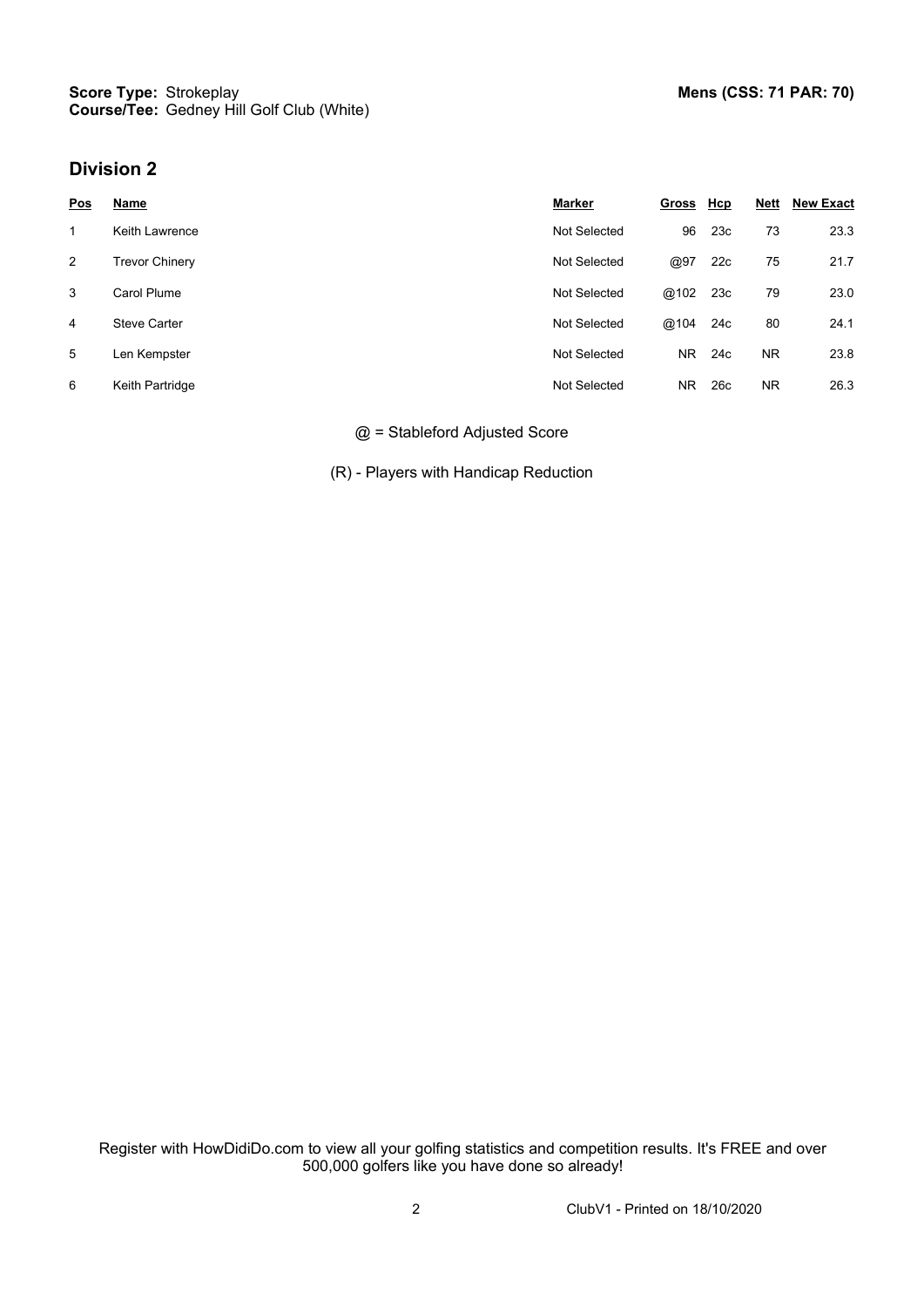**Score Type:** Strokeplay
**Course/Tee:** Gedney Hill Golf Club (White)

**Mens (CSS: 71 PAR: 70)**

## Division 2

| Pos | Name | Marker | Gross | Hcp | Nett | New Exact |
|---|---|---|---|---|---|---|
| 1 | Keith Lawrence | Not Selected | 96 | 23c | 73 | 23.3 |
| 2 | Trevor Chinery | Not Selected | @97 | 22c | 75 | 21.7 |
| 3 | Carol Plume | Not Selected | @102 | 23c | 79 | 23.0 |
| 4 | Steve Carter | Not Selected | @104 | 24c | 80 | 24.1 |
| 5 | Len Kempster | Not Selected | NR | 24c | NR | 23.8 |
| 6 | Keith Partridge | Not Selected | NR | 26c | NR | 26.3 |

@ = Stableford Adjusted Score

(R) - Players with Handicap Reduction

Register with HowDidiDo.com to view all your golfing statistics and competition results. It's FREE and over 500,000 golfers like you have done so already!

ClubV1 - Printed on 18/10/2020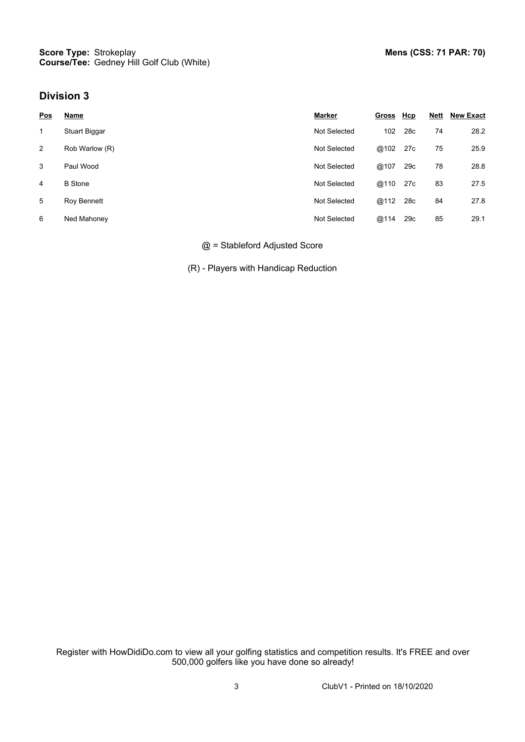**Score Type:** Strokeplay
**Course/Tee:** Gedney Hill Golf Club (White)

**Mens (CSS: 71 PAR: 70)**

## Division 3

| Pos | Name | Marker | Gross | Hcp | Nett | New Exact |
|---|---|---|---|---|---|---|
| 1 | Stuart Biggar | Not Selected | 102 | 28c | 74 | 28.2 |
| 2 | Rob Warlow (R) | Not Selected | @102 | 27c | 75 | 25.9 |
| 3 | Paul Wood | Not Selected | @107 | 29c | 78 | 28.8 |
| 4 | B Stone | Not Selected | @110 | 27c | 83 | 27.5 |
| 5 | Roy Bennett | Not Selected | @112 | 28c | 84 | 27.8 |
| 6 | Ned Mahoney | Not Selected | @114 | 29c | 85 | 29.1 |

@ = Stableford Adjusted Score

(R) - Players with Handicap Reduction

Register with HowDidiDo.com to view all your golfing statistics and competition results. It's FREE and over 500,000 golfers like you have done so already!

ClubV1 - Printed on 18/10/2020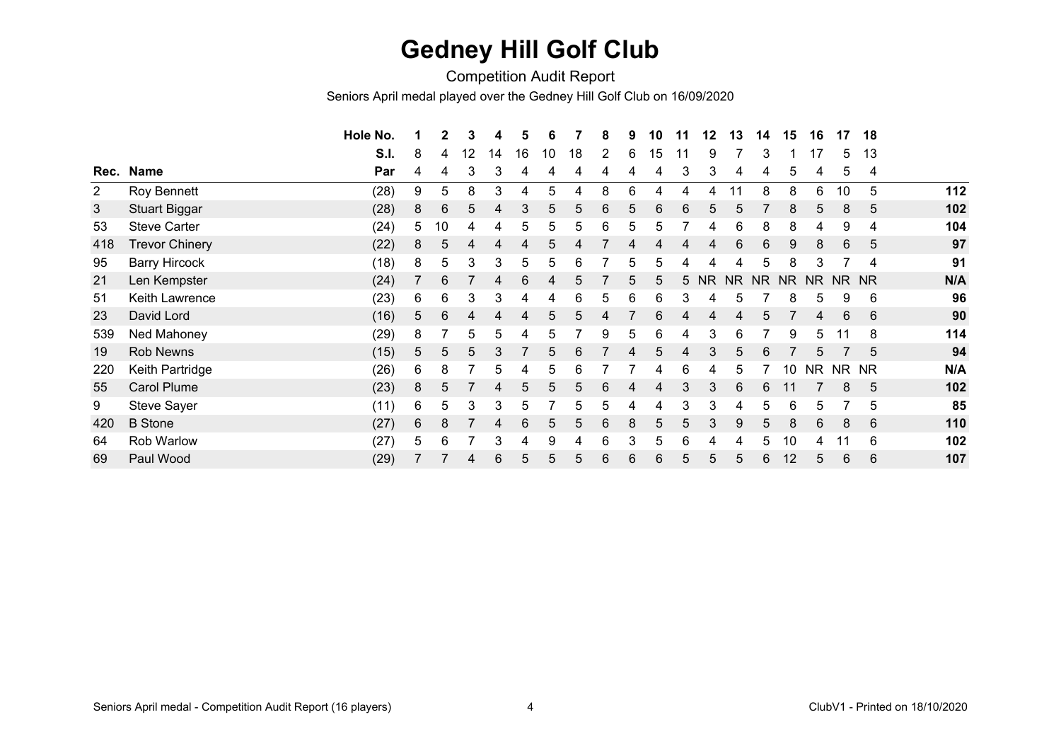# Gedney Hill Golf Club

Competition Audit Report

Seniors April medal played over the Gedney Hill Golf Club on 16/09/2020

| Rec. | Name | Hole No. | 1 | 2 | 3 | 4 | 5 | 6 | 7 | 8 | 9 | 10 | 11 | 12 | 13 | 14 | 15 | 16 | 17 | 18 | |
|---|---|---|---|---|---|---|---|---|---|---|---|---|---|---|---|---|---|---|---|---|---|
| | | S.I. | 8 | 4 | 12 | 14 | 16 | 10 | 18 | 2 | 6 | 15 | 11 | 9 | 7 | 3 | 1 | 17 | 5 | 13 | |
| | | Par | 4 | 4 | 3 | 3 | 4 | 4 | 4 | 4 | 4 | 4 | 3 | 3 | 4 | 4 | 5 | 4 | 5 | 4 | |
| 2 | Roy Bennett | (28) | 9 | 5 | 8 | 3 | 4 | 5 | 4 | 8 | 6 | 4 | 4 | 4 | 11 | 8 | 8 | 6 | 10 | 5 | **112** |
| 3 | Stuart Biggar | (28) | 8 | 6 | 5 | 4 | 3 | 5 | 5 | 6 | 5 | 6 | 6 | 5 | 5 | 7 | 8 | 5 | 8 | 5 | **102** |
| 53 | Steve Carter | (24) | 5 | 10 | 4 | 4 | 5 | 5 | 5 | 6 | 5 | 5 | 7 | 4 | 6 | 8 | 8 | 4 | 9 | 4 | **104** |
| 418 | Trevor Chinery | (22) | 8 | 5 | 4 | 4 | 4 | 5 | 4 | 7 | 4 | 4 | 4 | 4 | 6 | 6 | 9 | 8 | 6 | 5 | **97** |
| 95 | Barry Hircock | (18) | 8 | 5 | 3 | 3 | 5 | 5 | 6 | 7 | 5 | 5 | 4 | 4 | 4 | 5 | 8 | 3 | 7 | 4 | **91** |
| 21 | Len Kempster | (24) | 7 | 6 | 7 | 4 | 6 | 4 | 5 | 7 | 5 | 5 | 5 | NR | NR | NR | NR | NR | NR | NR | **N/A** |
| 51 | Keith Lawrence | (23) | 6 | 6 | 3 | 3 | 4 | 4 | 6 | 5 | 6 | 6 | 3 | 4 | 5 | 7 | 8 | 5 | 9 | 6 | **96** |
| 23 | David Lord | (16) | 5 | 6 | 4 | 4 | 4 | 5 | 5 | 4 | 7 | 6 | 4 | 4 | 4 | 5 | 7 | 4 | 6 | 6 | **90** |
| 539 | Ned Mahoney | (29) | 8 | 7 | 5 | 5 | 4 | 5 | 7 | 9 | 5 | 6 | 4 | 3 | 6 | 7 | 9 | 5 | 11 | 8 | **114** |
| 19 | Rob Newns | (15) | 5 | 5 | 5 | 3 | 7 | 5 | 6 | 7 | 4 | 5 | 4 | 3 | 5 | 6 | 7 | 5 | 7 | 5 | **94** |
| 220 | Keith Partridge | (26) | 6 | 8 | 7 | 5 | 4 | 5 | 6 | 7 | 7 | 4 | 6 | 4 | 5 | 7 | 10 | NR | NR | NR | **N/A** |
| 55 | Carol Plume | (23) | 8 | 5 | 7 | 4 | 5 | 5 | 5 | 6 | 4 | 4 | 3 | 3 | 6 | 6 | 11 | 7 | 8 | 5 | **102** |
| 9 | Steve Sayer | (11) | 6 | 5 | 3 | 3 | 5 | 7 | 5 | 5 | 4 | 4 | 3 | 3 | 4 | 5 | 6 | 5 | 7 | 5 | **85** |
| 420 | B Stone | (27) | 6 | 8 | 7 | 4 | 6 | 5 | 5 | 6 | 8 | 5 | 5 | 3 | 9 | 5 | 8 | 6 | 8 | 6 | **110** |
| 64 | Rob Warlow | (27) | 5 | 6 | 7 | 3 | 4 | 9 | 4 | 6 | 3 | 5 | 6 | 4 | 4 | 5 | 10 | 4 | 11 | 6 | **102** |
| 69 | Paul Wood | (29) | 7 | 7 | 4 | 6 | 5 | 5 | 5 | 6 | 6 | 6 | 5 | 5 | 5 | 6 | 12 | 5 | 6 | 6 | **107** |